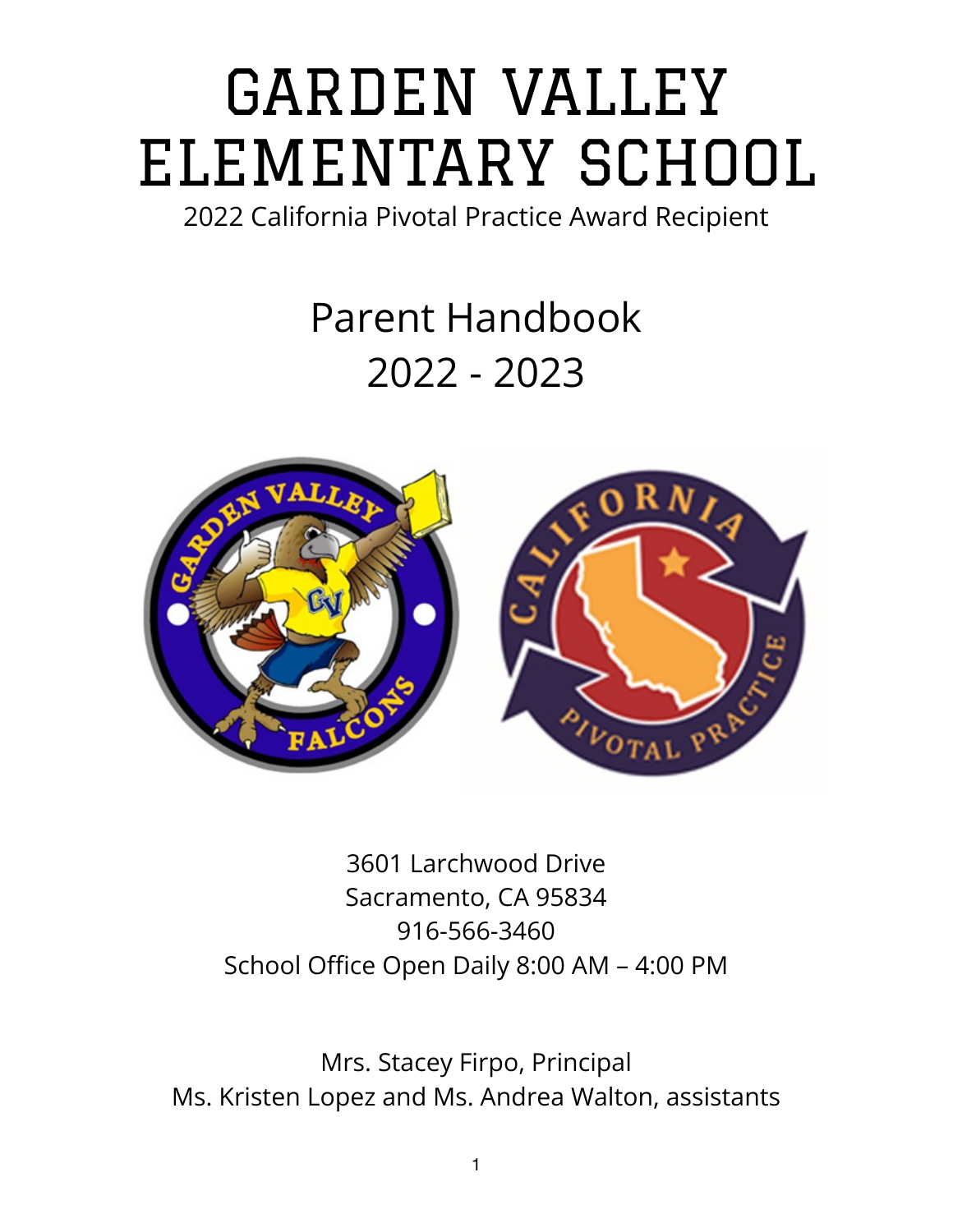# GARDEN VALLEY ELEMENTARY SCHOOL

2022 California Pivotal Practice Award Recipient

## Parent Handbook
## 2022 - 2023

3601 Larchwood Drive
Sacramento, CA 95834
916-566-3460
School Office Open Daily 8:00 AM – 4:00 PM

Mrs. Stacey Firpo, Principal
Ms. Kristen Lopez and Ms. Andrea Walton, assistants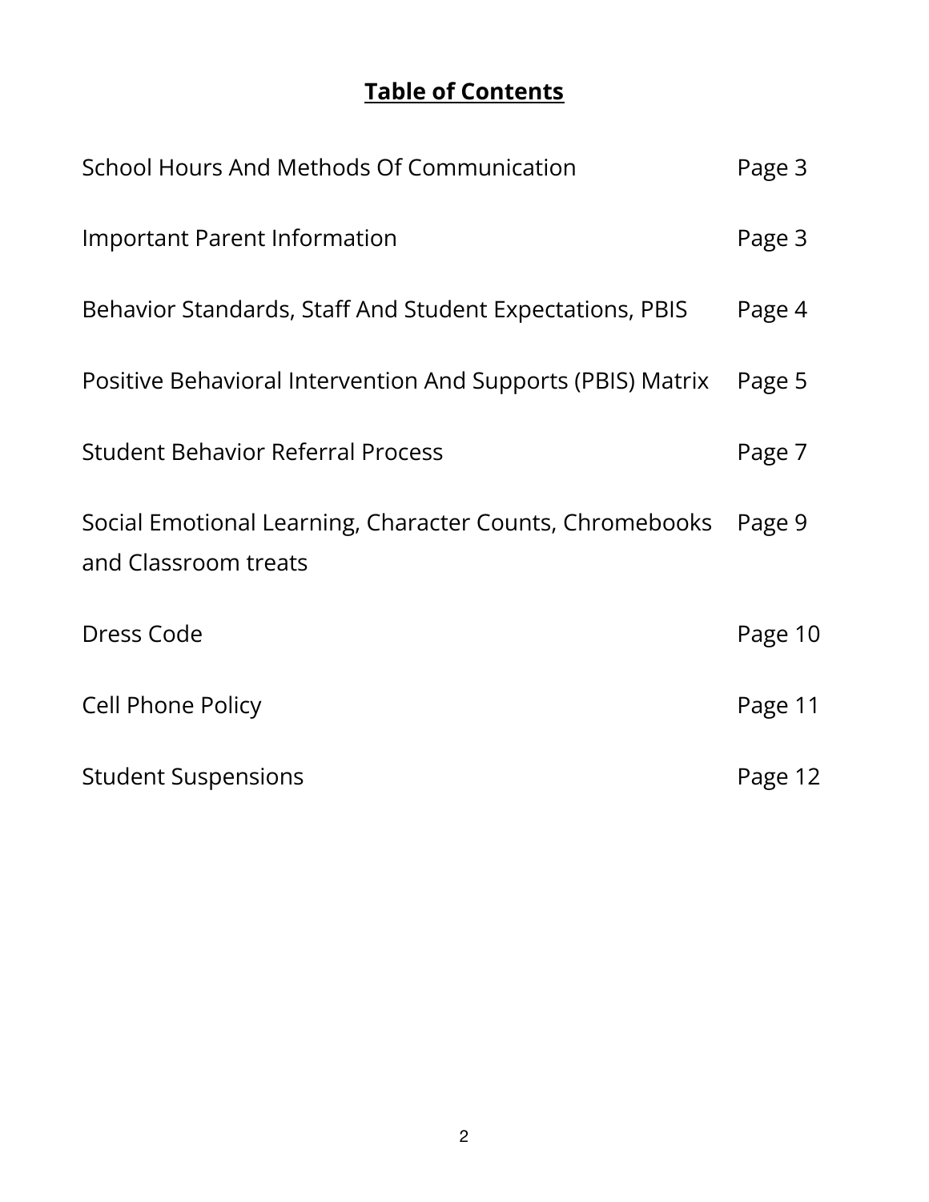# Table of Contents

| | |
|---|---|
| School Hours And Methods Of Communication | Page 3 |
| Important Parent Information | Page 3 |
| Behavior Standards, Staff And Student Expectations, PBIS | Page 4 |
| Positive Behavioral Intervention And Supports (PBIS) Matrix | Page 5 |
| Student Behavior Referral Process | Page 7 |
| Social Emotional Learning, Character Counts, Chromebooks and Classroom treats | Page 9 |
| Dress Code | Page 10 |
| Cell Phone Policy | Page 11 |
| Student Suspensions | Page 12 |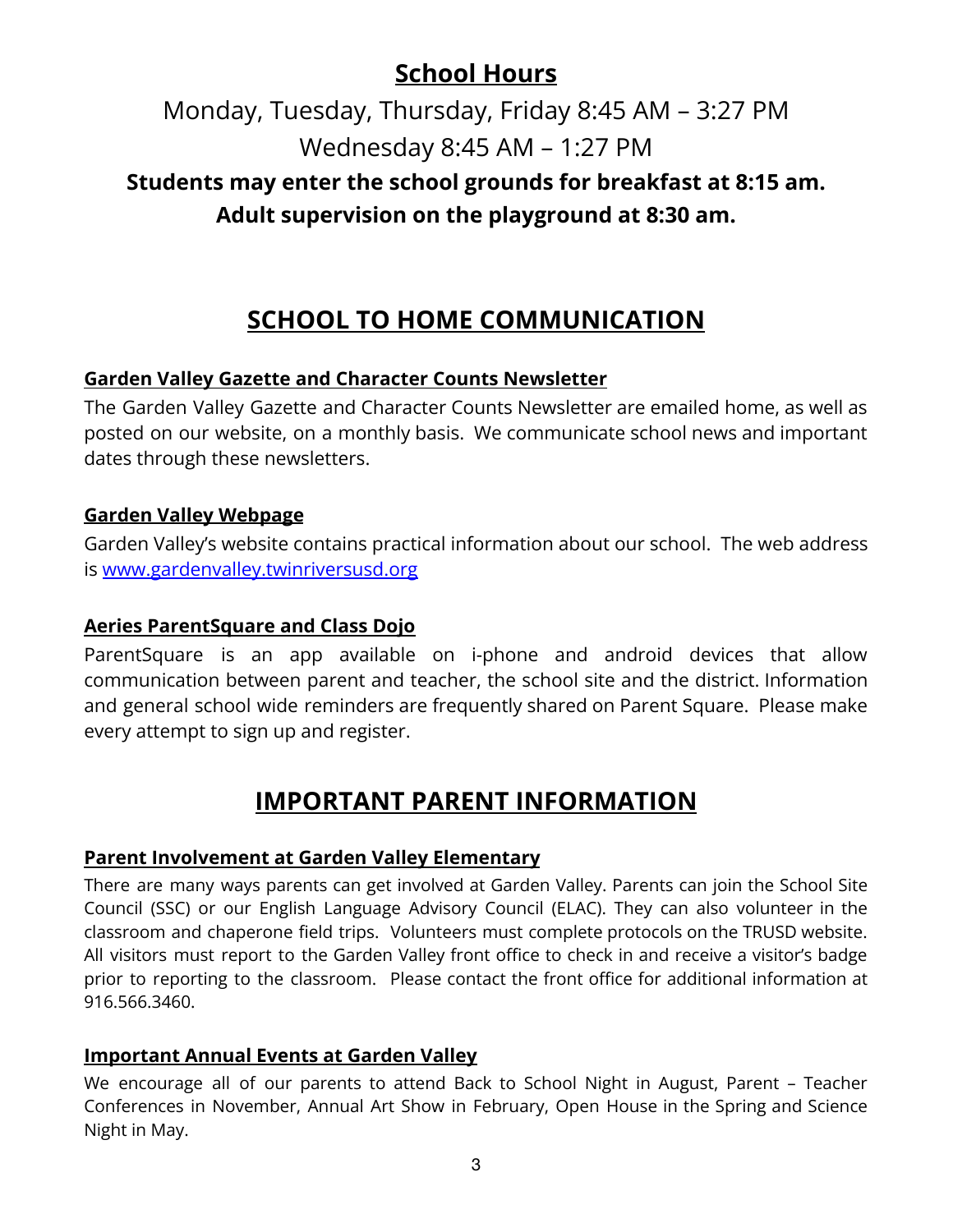## School Hours

Monday, Tuesday, Thursday, Friday 8:45 AM – 3:27 PM

Wednesday 8:45 AM – 1:27 PM

**Students may enter the school grounds for breakfast at 8:15 am.**

**Adult supervision on the playground at 8:30 am.**

## SCHOOL TO HOME COMMUNICATION

### Garden Valley Gazette and Character Counts Newsletter

The Garden Valley Gazette and Character Counts Newsletter are emailed home, as well as posted on our website, on a monthly basis. We communicate school news and important dates through these newsletters.

### Garden Valley Webpage

Garden Valley's website contains practical information about our school. The web address is [www.gardenvalley.twinriversusd.org](http://www.gardenvalley.twinriversusd.org)

### Aeries ParentSquare and Class Dojo

ParentSquare is an app available on i-phone and android devices that allow communication between parent and teacher, the school site and the district. Information and general school wide reminders are frequently shared on Parent Square. Please make every attempt to sign up and register.

## IMPORTANT PARENT INFORMATION

### Parent Involvement at Garden Valley Elementary

There are many ways parents can get involved at Garden Valley. Parents can join the School Site Council (SSC) or our English Language Advisory Council (ELAC). They can also volunteer in the classroom and chaperone field trips. Volunteers must complete protocols on the TRUSD website. All visitors must report to the Garden Valley front office to check in and receive a visitor's badge prior to reporting to the classroom. Please contact the front office for additional information at 916.566.3460.

### Important Annual Events at Garden Valley

We encourage all of our parents to attend Back to School Night in August, Parent – Teacher Conferences in November, Annual Art Show in February, Open House in the Spring and Science Night in May.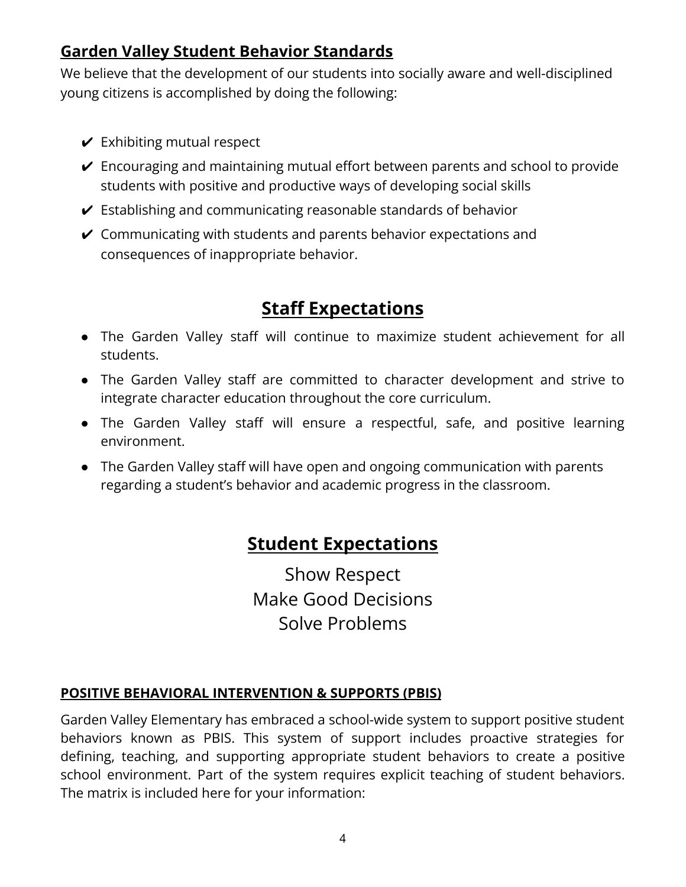## **Garden Valley Student Behavior Standards**

We believe that the development of our students into socially aware and well-disciplined young citizens is accomplished by doing the following:

- ✔ Exhibiting mutual respect
- ✔ Encouraging and maintaining mutual effort between parents and school to provide students with positive and productive ways of developing social skills
- ✔ Establishing and communicating reasonable standards of behavior
- ✔ Communicating with students and parents behavior expectations and consequences of inappropriate behavior.

## **Staff Expectations**

- The Garden Valley staff will continue to maximize student achievement for all students.
- The Garden Valley staff are committed to character development and strive to integrate character education throughout the core curriculum.
- The Garden Valley staff will ensure a respectful, safe, and positive learning environment.
- The Garden Valley staff will have open and ongoing communication with parents regarding a student's behavior and academic progress in the classroom.

## **Student Expectations**

Show Respect
Make Good Decisions
Solve Problems

### **POSITIVE BEHAVIORAL INTERVENTION & SUPPORTS (PBIS)**

Garden Valley Elementary has embraced a school-wide system to support positive student behaviors known as PBIS. This system of support includes proactive strategies for defining, teaching, and supporting appropriate student behaviors to create a positive school environment. Part of the system requires explicit teaching of student behaviors. The matrix is included here for your information: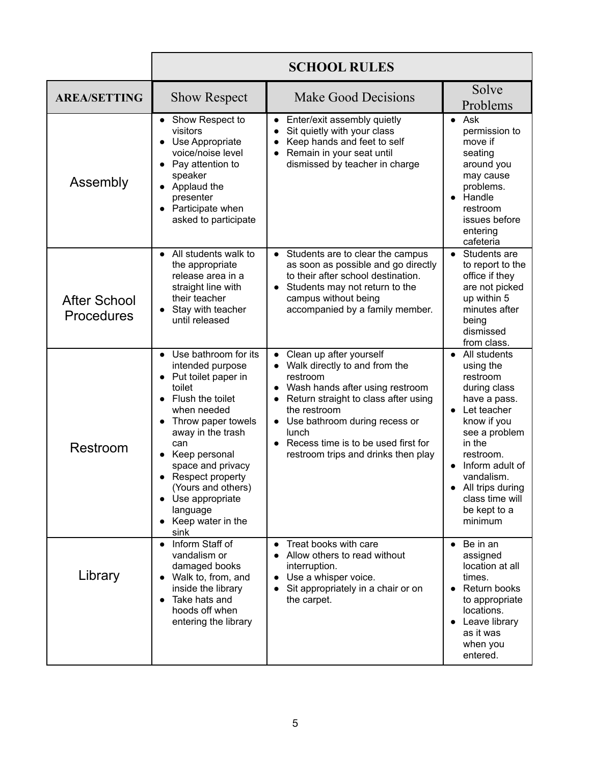| | SCHOOL RULES | | |
|---|---|---|---|
| **AREA/SETTING** | Show Respect | Make Good Decisions | Solve Problems |
| Assembly | • Show Respect to visitors<br>• Use Appropriate voice/noise level<br>• Pay attention to speaker<br>• Applaud the presenter<br>• Participate when asked to participate | • Enter/exit assembly quietly<br>• Sit quietly with your class<br>• Keep hands and feet to self<br>• Remain in your seat until dismissed by teacher in charge | • Ask permission to move if seating around you may cause problems.<br>• Handle restroom issues before entering cafeteria |
| After School Procedures | • All students walk to the appropriate release area in a straight line with their teacher<br>• Stay with teacher until released | • Students are to clear the campus as soon as possible and go directly to their after school destination.<br>• Students may not return to the campus without being accompanied by a family member. | • Students are to report to the office if they are not picked up within 5 minutes after being dismissed from class. |
| Restroom | • Use bathroom for its intended purpose<br>• Put toilet paper in toilet<br>• Flush the toilet when needed<br>• Throw paper towels away in the trash can<br>• Keep personal space and privacy<br>• Respect property (Yours and others)<br>• Use appropriate language<br>• Keep water in the sink | • Clean up after yourself<br>• Walk directly to and from the restroom<br>• Wash hands after using restroom<br>• Return straight to class after using the restroom<br>• Use bathroom during recess or lunch<br>• Recess time is to be used first for restroom trips and drinks then play | • All students using the restroom during class have a pass.<br>• Let teacher know if you see a problem in the restroom.<br>• Inform adult of vandalism.<br>• All trips during class time will be kept to a minimum |
| Library | • Inform Staff of vandalism or damaged books<br>• Walk to, from, and inside the library<br>• Take hats and hoods off when entering the library | • Treat books with care<br>• Allow others to read without interruption.<br>• Use a whisper voice.<br>• Sit appropriately in a chair or on the carpet. | • Be in an assigned location at all times.<br>• Return books to appropriate locations.<br>• Leave library as it was when you entered. |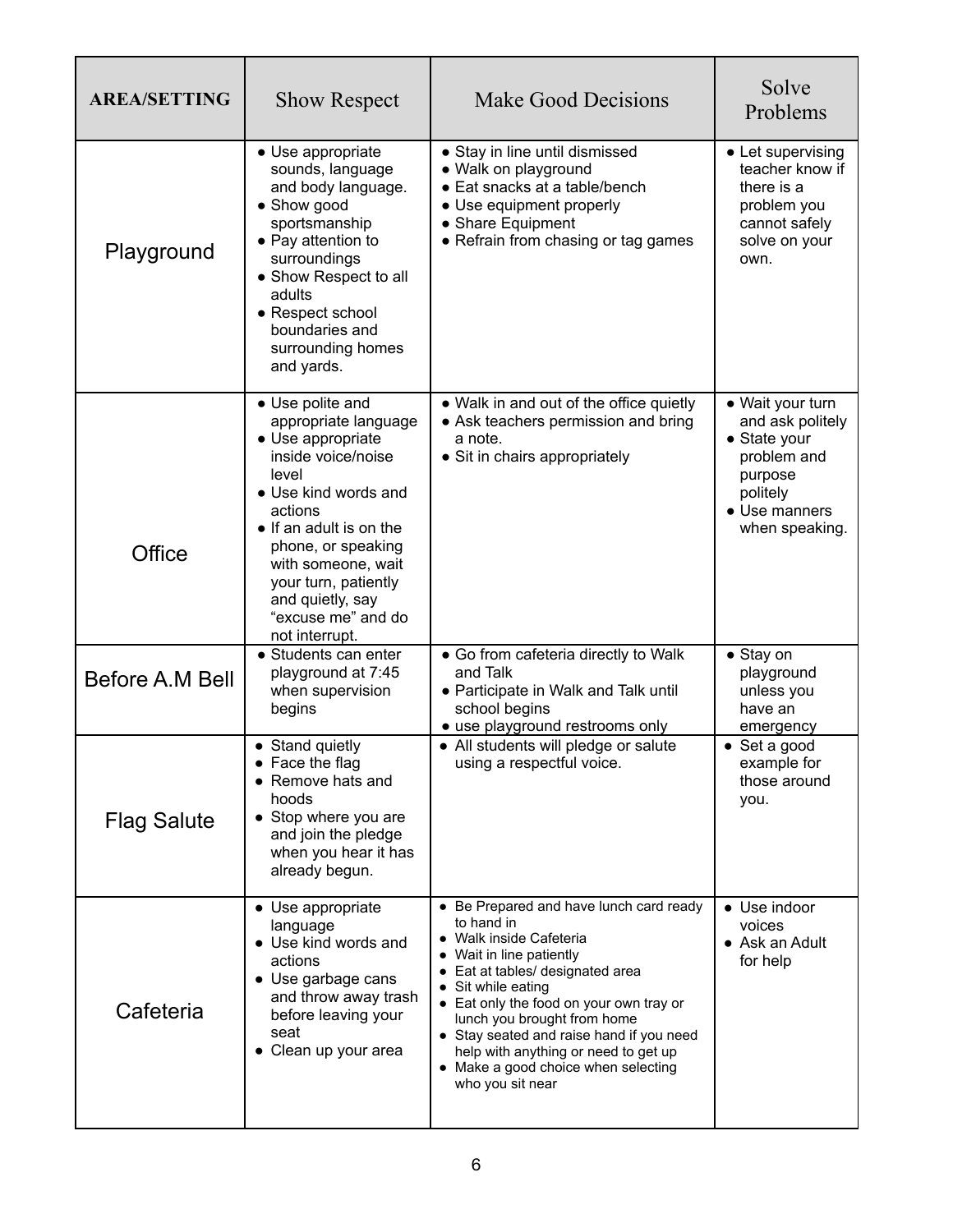| AREA/SETTING | Show Respect | Make Good Decisions | Solve Problems |
|---|---|---|---|
| Playground | • Use appropriate sounds, language and body language.<br>• Show good sportsmanship<br>• Pay attention to surroundings<br>• Show Respect to all adults<br>• Respect school boundaries and surrounding homes and yards. | • Stay in line until dismissed<br>• Walk on playground<br>• Eat snacks at a table/bench<br>• Use equipment properly<br>• Share Equipment<br>• Refrain from chasing or tag games | • Let supervising teacher know if there is a problem you cannot safely solve on your own. |
| Office | • Use polite and appropriate language<br>• Use appropriate inside voice/noise level<br>• Use kind words and actions<br>• If an adult is on the phone, or speaking with someone, wait your turn, patiently and quietly, say “excuse me” and do not interrupt. | • Walk in and out of the office quietly<br>• Ask teachers permission and bring a note.<br>• Sit in chairs appropriately | • Wait your turn and ask politely<br>• State your problem and purpose politely<br>• Use manners when speaking. |
| Before A.M Bell | • Students can enter playground at 7:45 when supervision begins | • Go from cafeteria directly to Walk and Talk<br>• Participate in Walk and Talk until school begins<br>• use playground restrooms only | • Stay on playground unless you have an emergency |
| Flag Salute | • Stand quietly<br>• Face the flag<br>• Remove hats and hoods<br>• Stop where you are and join the pledge when you hear it has already begun. | • All students will pledge or salute using a respectful voice. | • Set a good example for those around you. |
| Cafeteria | • Use appropriate language<br>• Use kind words and actions<br>• Use garbage cans and throw away trash before leaving your seat<br>• Clean up your area | • Be Prepared and have lunch card ready to hand in<br>• Walk inside Cafeteria<br>• Wait in line patiently<br>• Eat at tables/ designated area<br>• Sit while eating<br>• Eat only the food on your own tray or lunch you brought from home<br>• Stay seated and raise hand if you need help with anything or need to get up<br>• Make a good choice when selecting who you sit near | • Use indoor voices<br>• Ask an Adult for help |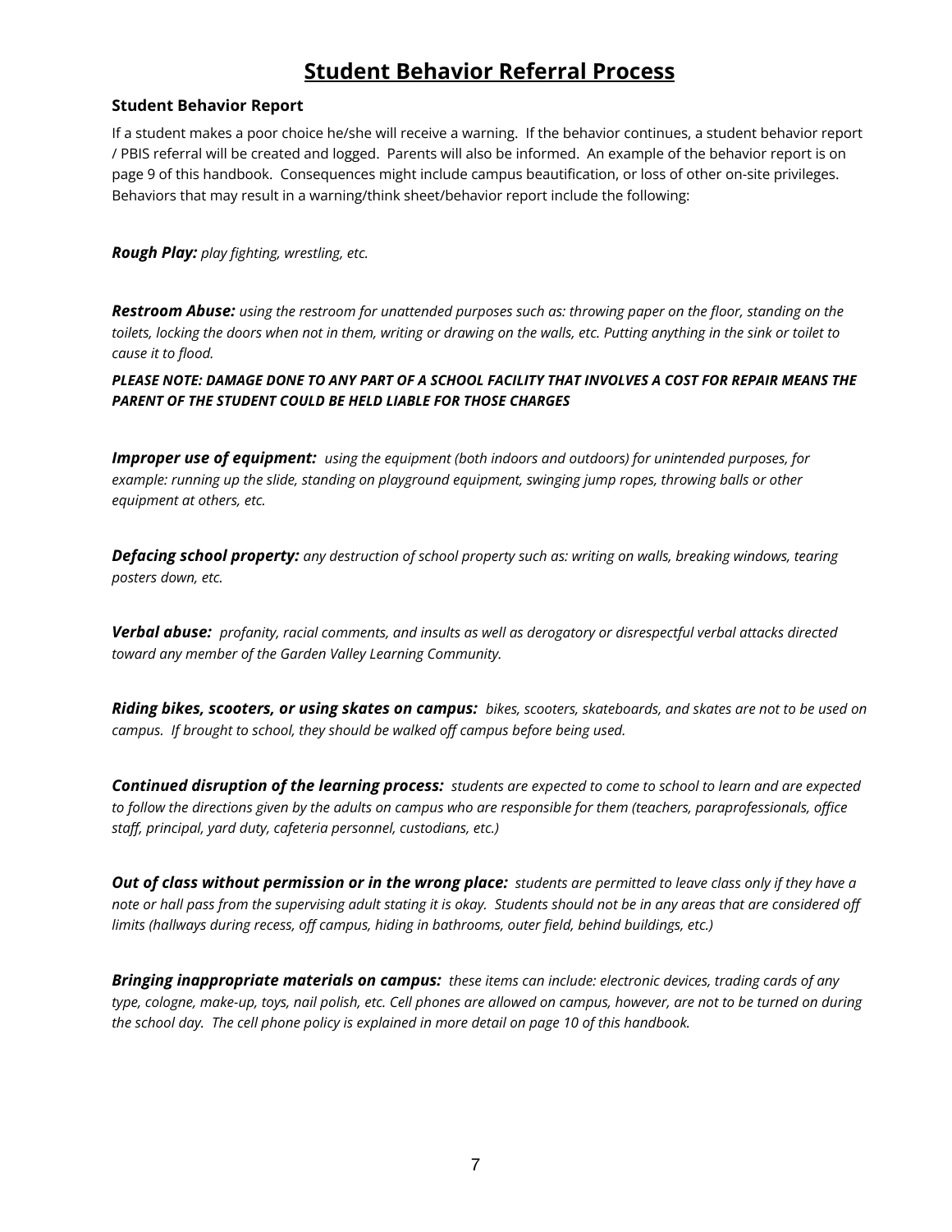# Student Behavior Referral Process

### Student Behavior Report

If a student makes a poor choice he/she will receive a warning. If the behavior continues, a student behavior report / PBIS referral will be created and logged. Parents will also be informed. An example of the behavior report is on page 9 of this handbook. Consequences might include campus beautification, or loss of other on-site privileges. Behaviors that may result in a warning/think sheet/behavior report include the following:

***Rough Play:*** *play fighting, wrestling, etc.*

***Restroom Abuse:*** *using the restroom for unattended purposes such as: throwing paper on the floor, standing on the toilets, locking the doors when not in them, writing or drawing on the walls, etc. Putting anything in the sink or toilet to cause it to flood.*

***PLEASE NOTE: DAMAGE DONE TO ANY PART OF A SCHOOL FACILITY THAT INVOLVES A COST FOR REPAIR MEANS THE PARENT OF THE STUDENT COULD BE HELD LIABLE FOR THOSE CHARGES***

***Improper use of equipment:*** *using the equipment (both indoors and outdoors) for unintended purposes, for example: running up the slide, standing on playground equipment, swinging jump ropes, throwing balls or other equipment at others, etc.*

***Defacing school property:*** *any destruction of school property such as: writing on walls, breaking windows, tearing posters down, etc.*

***Verbal abuse:*** *profanity, racial comments, and insults as well as derogatory or disrespectful verbal attacks directed toward any member of the Garden Valley Learning Community.*

***Riding bikes, scooters, or using skates on campus:*** *bikes, scooters, skateboards, and skates are not to be used on campus. If brought to school, they should be walked off campus before being used.*

***Continued disruption of the learning process:*** *students are expected to come to school to learn and are expected to follow the directions given by the adults on campus who are responsible for them (teachers, paraprofessionals, office staff, principal, yard duty, cafeteria personnel, custodians, etc.)*

***Out of class without permission or in the wrong place:*** *students are permitted to leave class only if they have a note or hall pass from the supervising adult stating it is okay. Students should not be in any areas that are considered off limits (hallways during recess, off campus, hiding in bathrooms, outer field, behind buildings, etc.)*

***Bringing inappropriate materials on campus:*** *these items can include: electronic devices, trading cards of any type, cologne, make-up, toys, nail polish, etc. Cell phones are allowed on campus, however, are not to be turned on during the school day. The cell phone policy is explained in more detail on page 10 of this handbook.*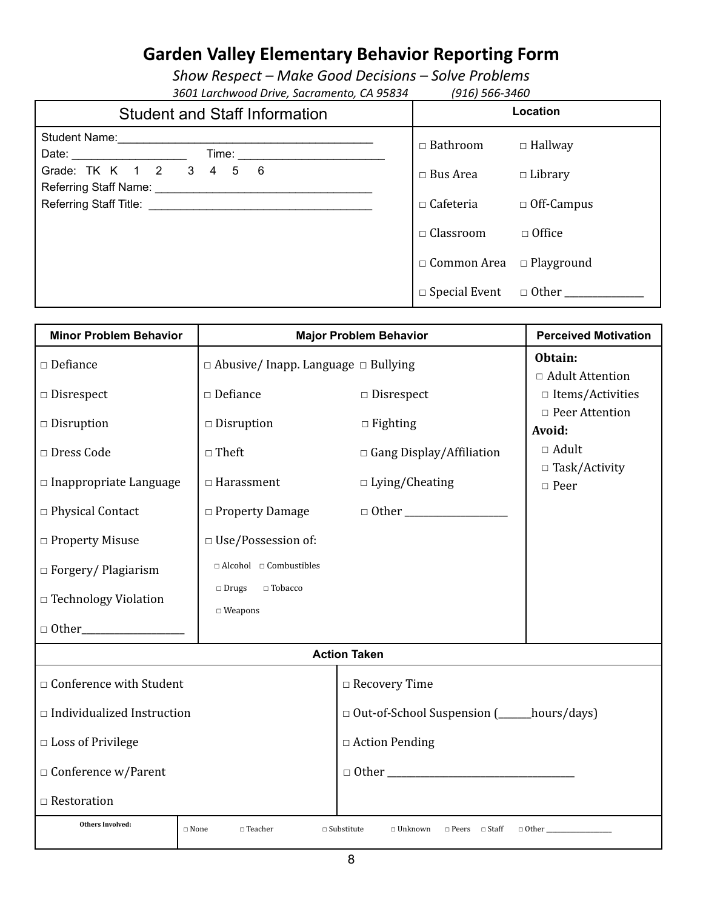# Garden Valley Elementary Behavior Reporting Form

*Show Respect – Make Good Decisions – Solve Problems*

*3601 Larchwood Drive, Sacramento, CA 95834 (916) 566-3460*

| Student and Staff Information | Location | |
|---|---|---|
| Student Name:___________________________ | □ Bathroom | □ Hallway |
| Date: ______________ Time: ________________ | □ Bus Area | □ Library |
| Grade: TK K 1 2 3 4 5 6 | □ Cafeteria | □ Off-Campus |
| Referring Staff Name: ______________________ | □ Classroom | □ Office |
| Referring Staff Title: _______________________ | □ Common Area | □ Playground |
| | □ Special Event | □ Other ____________ |

| Minor Problem Behavior | Major Problem Behavior | | Perceived Motivation |
|---|---|---|---|
| □ Defiance | □ Abusive/ Inapp. Language | □ Bullying | **Obtain:** |
| □ Disrespect | □ Defiance | □ Disrespect | □ Adult Attention |
| □ Disruption | □ Disruption | □ Fighting | □ Items/Activities |
| □ Dress Code | □ Theft | □ Gang Display/Affiliation | □ Peer Attention |
| □ Inappropriate Language | □ Harassment | □ Lying/Cheating | **Avoid:** |
| □ Physical Contact | □ Property Damage | □ Other ______________ | □ Adult |
| □ Property Misuse | □ Use/Possession of: | | □ Task/Activity |
| □ Forgery/ Plagiarism | □ Alcohol □ Combustibles | | □ Peer |
| □ Technology Violation | □ Drugs □ Tobacco | | |
| □ Other______________ | □ Weapons | | |

| Action Taken | |
|---|---|
| □ Conference with Student | □ Recovery Time |
| □ Individualized Instruction | □ Out-of-School Suspension (______hours/days) |
| □ Loss of Privilege | □ Action Pending |
| □ Conference w/Parent | □ Other ___________________________ |
| □ Restoration | |

| Others Involved: | □ None | □ Teacher | □ Substitute | □ Unknown | □ Peers | □ Staff | □ Other ____________ |
|---|---|---|---|---|---|---|---|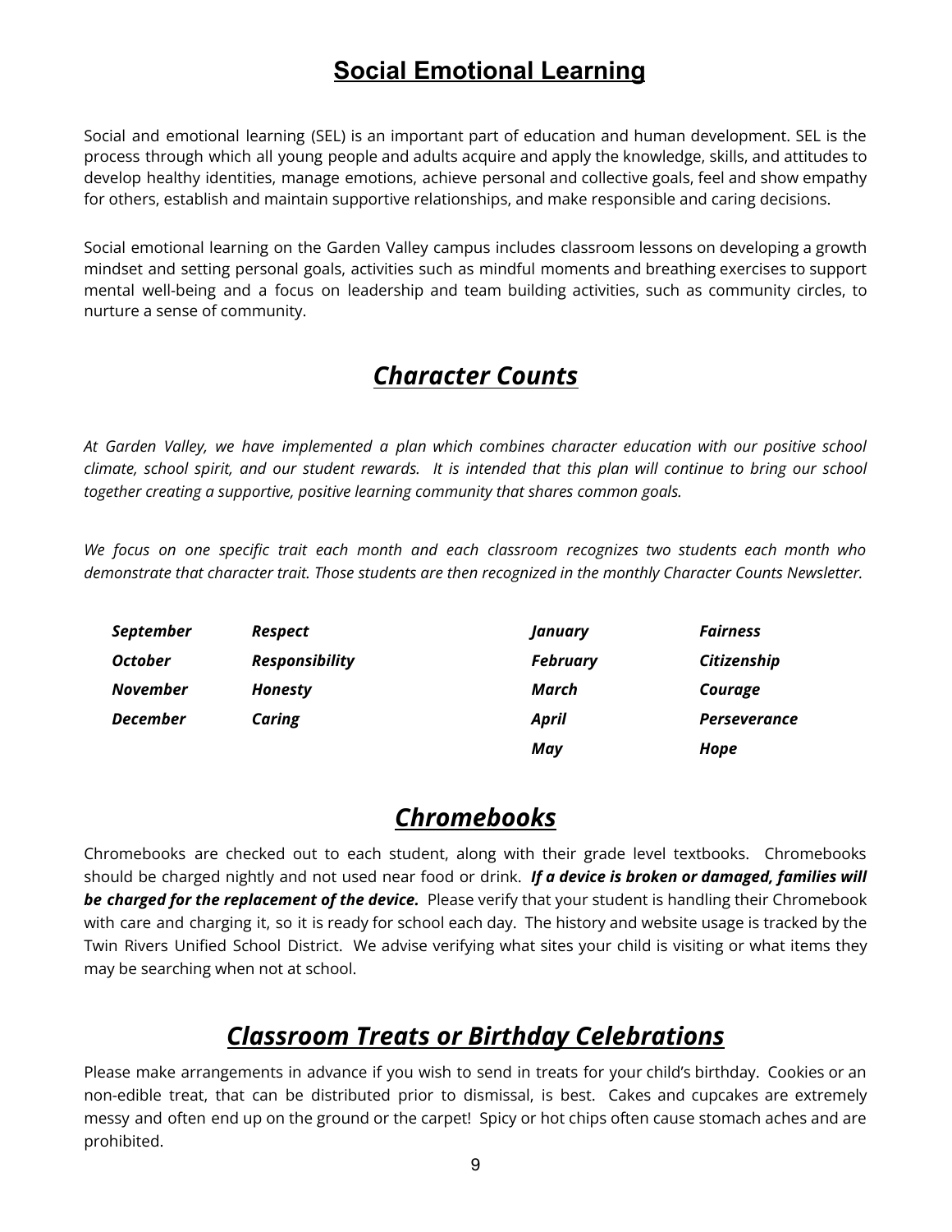## Social Emotional Learning

Social and emotional learning (SEL) is an important part of education and human development. SEL is the process through which all young people and adults acquire and apply the knowledge, skills, and attitudes to develop healthy identities, manage emotions, achieve personal and collective goals, feel and show empathy for others, establish and maintain supportive relationships, and make responsible and caring decisions.

Social emotional learning on the Garden Valley campus includes classroom lessons on developing a growth mindset and setting personal goals, activities such as mindful moments and breathing exercises to support mental well-being and a focus on leadership and team building activities, such as community circles, to nurture a sense of community.

## *Character Counts*

*At Garden Valley, we have implemented a plan which combines character education with our positive school climate, school spirit, and our student rewards. It is intended that this plan will continue to bring our school together creating a supportive, positive learning community that shares common goals.*

*We focus on one specific trait each month and each classroom recognizes two students each month who demonstrate that character trait. Those students are then recognized in the monthly Character Counts Newsletter.*

| Month | Trait | Month | Trait |
|---|---|---|---|
| ***September*** | ***Respect*** | ***January*** | ***Fairness*** |
| ***October*** | ***Responsibility*** | ***February*** | ***Citizenship*** |
| ***November*** | ***Honesty*** | ***March*** | ***Courage*** |
| ***December*** | ***Caring*** | ***April*** | ***Perseverance*** |
| | | ***May*** | ***Hope*** |

## *Chromebooks*

Chromebooks are checked out to each student, along with their grade level textbooks. Chromebooks should be charged nightly and not used near food or drink. ***If a device is broken or damaged, families will be charged for the replacement of the device.*** Please verify that your student is handling their Chromebook with care and charging it, so it is ready for school each day. The history and website usage is tracked by the Twin Rivers Unified School District. We advise verifying what sites your child is visiting or what items they may be searching when not at school.

## *Classroom Treats or Birthday Celebrations*

Please make arrangements in advance if you wish to send in treats for your child's birthday. Cookies or an non-edible treat, that can be distributed prior to dismissal, is best. Cakes and cupcakes are extremely messy and often end up on the ground or the carpet! Spicy or hot chips often cause stomach aches and are prohibited.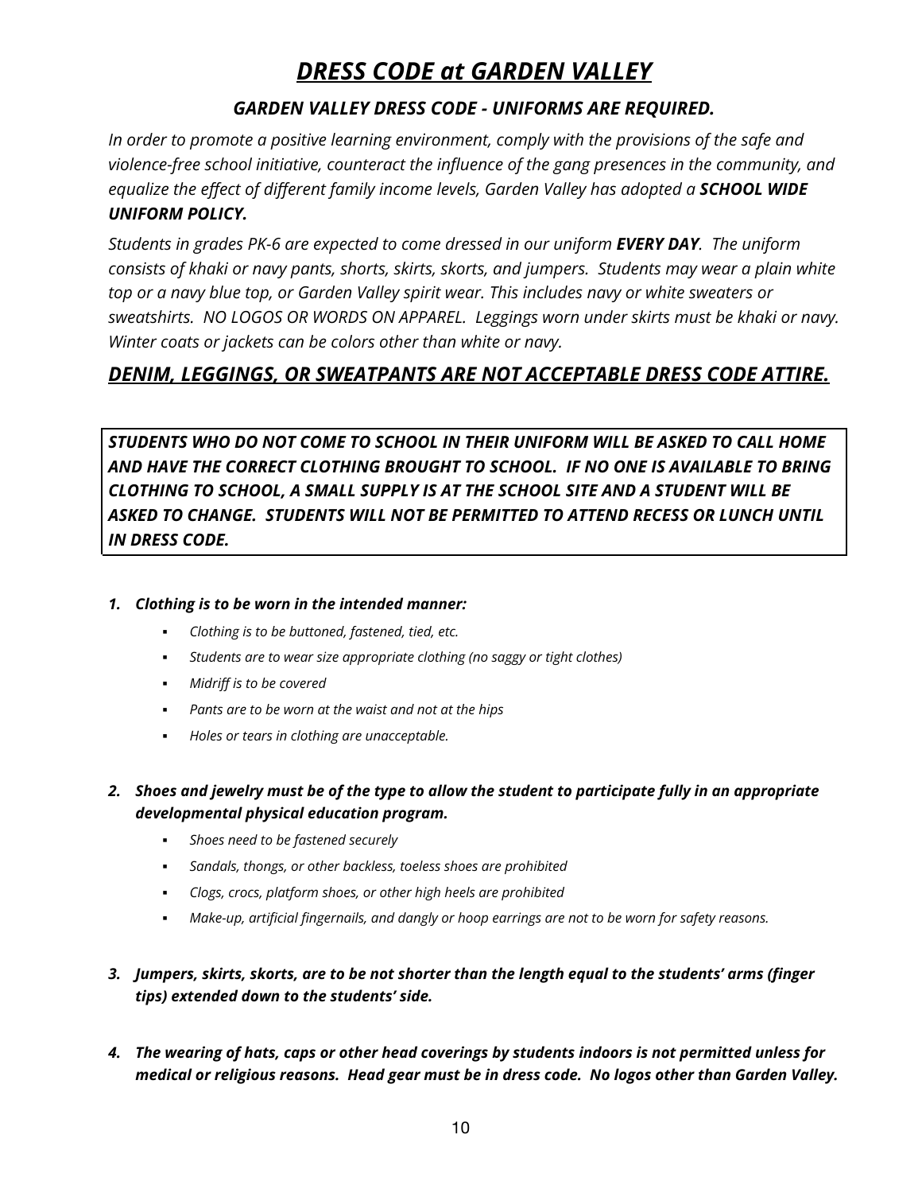# *DRESS CODE at GARDEN VALLEY*

### *GARDEN VALLEY DRESS CODE - UNIFORMS ARE REQUIRED.*

*In order to promote a positive learning environment, comply with the provisions of the safe and violence-free school initiative, counteract the influence of the gang presences in the community, and equalize the effect of different family income levels, Garden Valley has adopted a* ***SCHOOL WIDE UNIFORM POLICY.***

*Students in grades PK-6 are expected to come dressed in our uniform* ***EVERY DAY****. The uniform consists of khaki or navy pants, shorts, skirts, skorts, and jumpers. Students may wear a plain white top or a navy blue top, or Garden Valley spirit wear. This includes navy or white sweaters or sweatshirts. NO LOGOS OR WORDS ON APPAREL. Leggings worn under skirts must be khaki or navy. Winter coats or jackets can be colors other than white or navy.*

## *DENIM, LEGGINGS, OR SWEATPANTS ARE NOT ACCEPTABLE DRESS CODE ATTIRE.*

***STUDENTS WHO DO NOT COME TO SCHOOL IN THEIR UNIFORM WILL BE ASKED TO CALL HOME AND HAVE THE CORRECT CLOTHING BROUGHT TO SCHOOL. IF NO ONE IS AVAILABLE TO BRING CLOTHING TO SCHOOL, A SMALL SUPPLY IS AT THE SCHOOL SITE AND A STUDENT WILL BE ASKED TO CHANGE. STUDENTS WILL NOT BE PERMITTED TO ATTEND RECESS OR LUNCH UNTIL IN DRESS CODE.***

1. ***Clothing is to be worn in the intended manner:***
   - *Clothing is to be buttoned, fastened, tied, etc.*
   - *Students are to wear size appropriate clothing (no saggy or tight clothes)*
   - *Midriff is to be covered*
   - *Pants are to be worn at the waist and not at the hips*
   - *Holes or tears in clothing are unacceptable.*

2. ***Shoes and jewelry must be of the type to allow the student to participate fully in an appropriate developmental physical education program.***
   - *Shoes need to be fastened securely*
   - *Sandals, thongs, or other backless, toeless shoes are prohibited*
   - *Clogs, crocs, platform shoes, or other high heels are prohibited*
   - *Make-up, artificial fingernails, and dangly or hoop earrings are not to be worn for safety reasons.*

3. ***Jumpers, skirts, skorts, are to be not shorter than the length equal to the students' arms (finger tips) extended down to the students' side.***

4. ***The wearing of hats, caps or other head coverings by students indoors is not permitted unless for medical or religious reasons. Head gear must be in dress code. No logos other than Garden Valley.***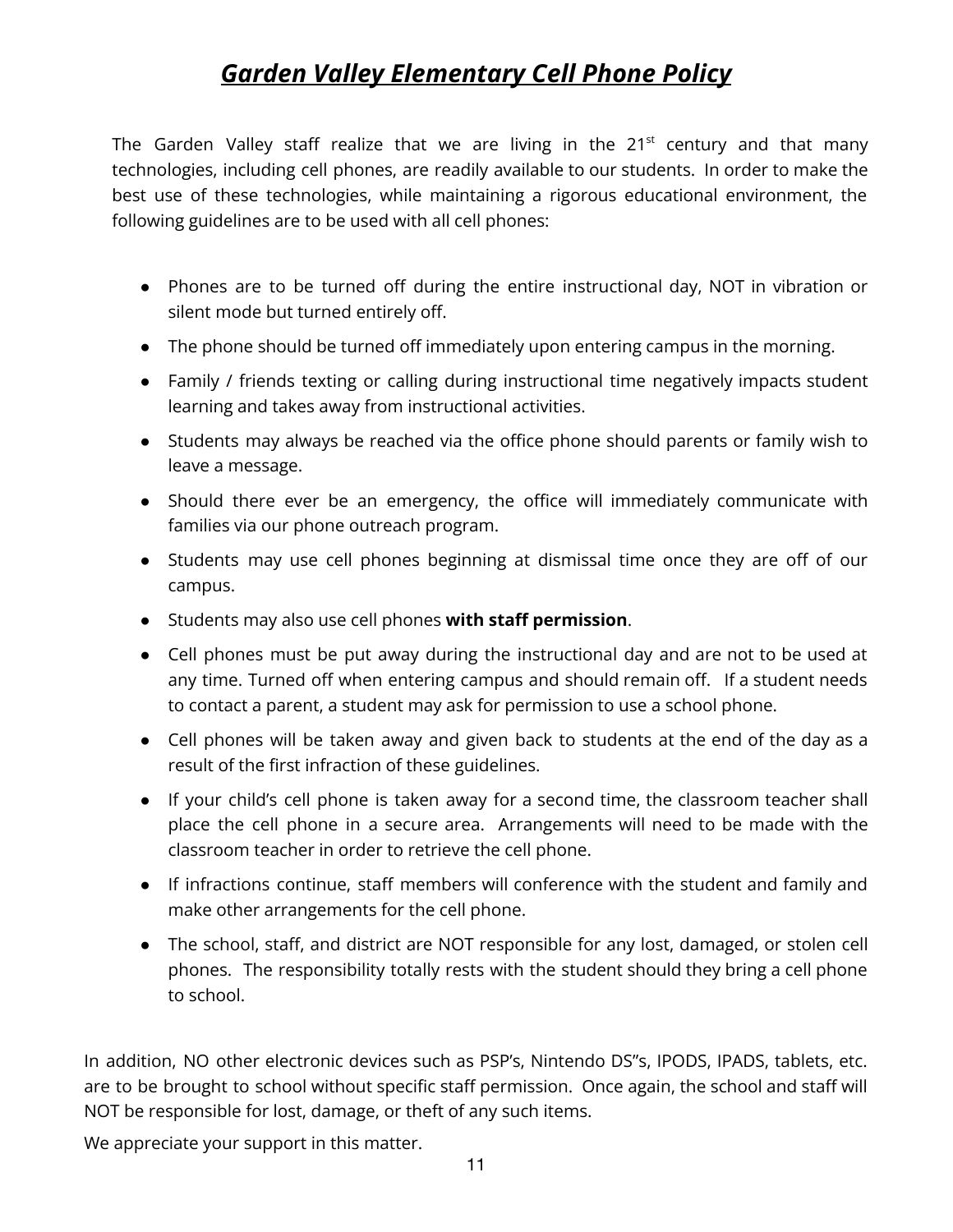# ***Garden Valley Elementary Cell Phone Policy***

The Garden Valley staff realize that we are living in the 21st century and that many technologies, including cell phones, are readily available to our students. In order to make the best use of these technologies, while maintaining a rigorous educational environment, the following guidelines are to be used with all cell phones:

- Phones are to be turned off during the entire instructional day, NOT in vibration or silent mode but turned entirely off.
- The phone should be turned off immediately upon entering campus in the morning.
- Family / friends texting or calling during instructional time negatively impacts student learning and takes away from instructional activities.
- Students may always be reached via the office phone should parents or family wish to leave a message.
- Should there ever be an emergency, the office will immediately communicate with families via our phone outreach program.
- Students may use cell phones beginning at dismissal time once they are off of our campus.
- Students may also use cell phones **with staff permission**.
- Cell phones must be put away during the instructional day and are not to be used at any time. Turned off when entering campus and should remain off. If a student needs to contact a parent, a student may ask for permission to use a school phone.
- Cell phones will be taken away and given back to students at the end of the day as a result of the first infraction of these guidelines.
- If your child's cell phone is taken away for a second time, the classroom teacher shall place the cell phone in a secure area. Arrangements will need to be made with the classroom teacher in order to retrieve the cell phone.
- If infractions continue, staff members will conference with the student and family and make other arrangements for the cell phone.
- The school, staff, and district are NOT responsible for any lost, damaged, or stolen cell phones. The responsibility totally rests with the student should they bring a cell phone to school.

In addition, NO other electronic devices such as PSP's, Nintendo DS"s, IPODS, IPADS, tablets, etc. are to be brought to school without specific staff permission. Once again, the school and staff will NOT be responsible for lost, damage, or theft of any such items.

We appreciate your support in this matter.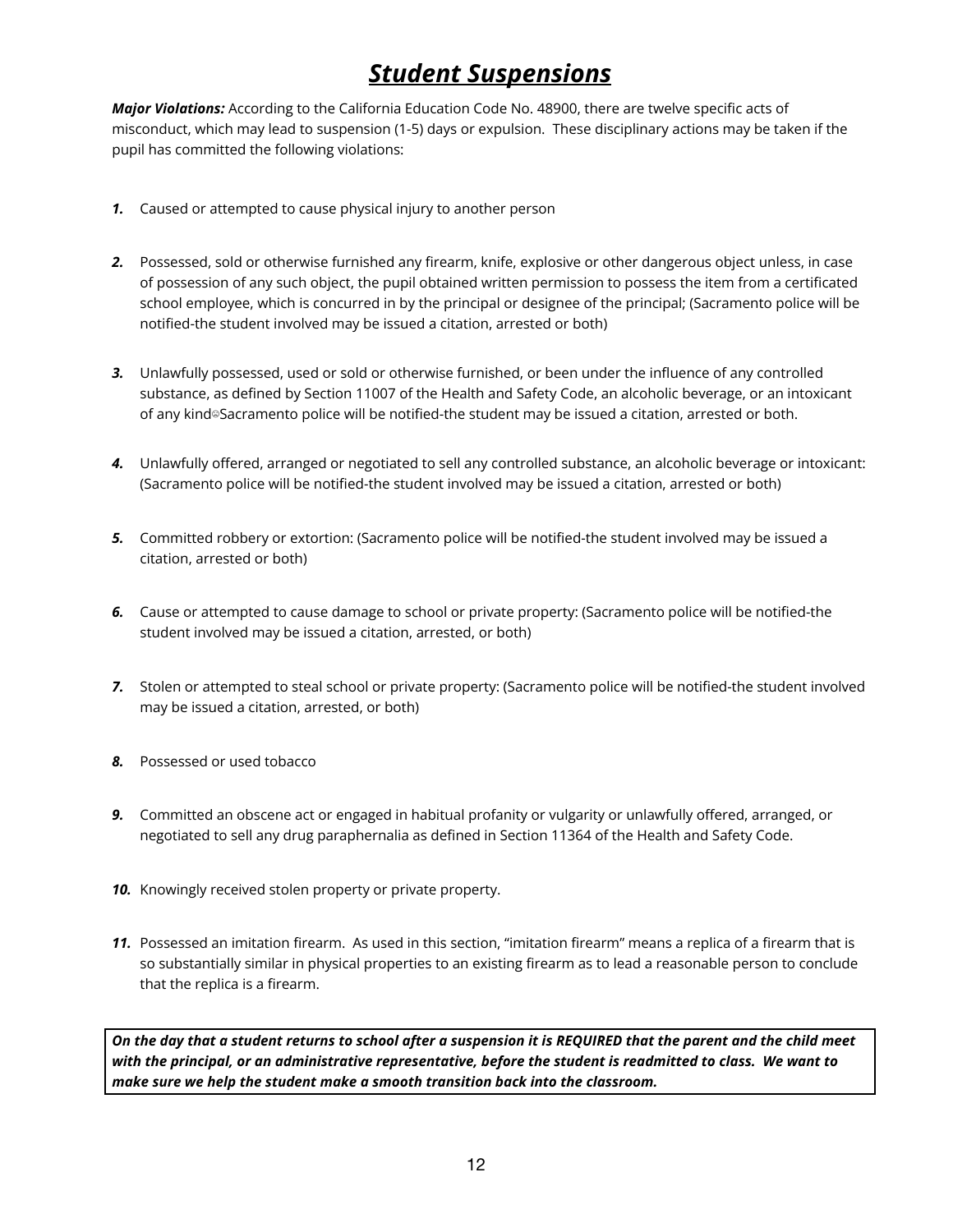# ***Student Suspensions***

***Major Violations:*** According to the California Education Code No. 48900, there are twelve specific acts of misconduct, which may lead to suspension (1-5) days or expulsion. These disciplinary actions may be taken if the pupil has committed the following violations:

***1.*** Caused or attempted to cause physical injury to another person

***2.*** Possessed, sold or otherwise furnished any firearm, knife, explosive or other dangerous object unless, in case of possession of any such object, the pupil obtained written permission to possess the item from a certificated school employee, which is concurred in by the principal or designee of the principal; (Sacramento police will be notified-the student involved may be issued a citation, arrested or both)

***3.*** Unlawfully possessed, used or sold or otherwise furnished, or been under the influence of any controlled substance, as defined by Section 11007 of the Health and Safety Code, an alcoholic beverage, or an intoxicant of any kind☺Sacramento police will be notified-the student may be issued a citation, arrested or both.

***4.*** Unlawfully offered, arranged or negotiated to sell any controlled substance, an alcoholic beverage or intoxicant: (Sacramento police will be notified-the student involved may be issued a citation, arrested or both)

***5.*** Committed robbery or extortion: (Sacramento police will be notified-the student involved may be issued a citation, arrested or both)

***6.*** Cause or attempted to cause damage to school or private property: (Sacramento police will be notified-the student involved may be issued a citation, arrested, or both)

***7.*** Stolen or attempted to steal school or private property: (Sacramento police will be notified-the student involved may be issued a citation, arrested, or both)

***8.*** Possessed or used tobacco

***9.*** Committed an obscene act or engaged in habitual profanity or vulgarity or unlawfully offered, arranged, or negotiated to sell any drug paraphernalia as defined in Section 11364 of the Health and Safety Code.

***10.*** Knowingly received stolen property or private property.

***11.*** Possessed an imitation firearm. As used in this section, "imitation firearm" means a replica of a firearm that is so substantially similar in physical properties to an existing firearm as to lead a reasonable person to conclude that the replica is a firearm.

***On the day that a student returns to school after a suspension it is REQUIRED that the parent and the child meet with the principal, or an administrative representative, before the student is readmitted to class. We want to make sure we help the student make a smooth transition back into the classroom.***